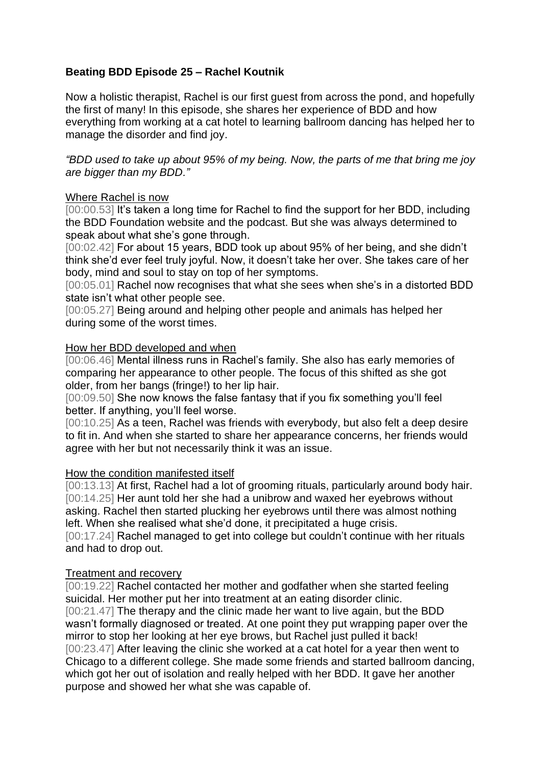# Beating BDD Episode 25 – Rachel Koutnik

Now a holistic therapist, Rachel is our first guest from across the pond, and hopefully the first of many! In this episode, she shares her experience of BDD and how everything from working at a cat hotel to learning ballroom dancing has helped her to manage the disorder and find joy.

*"BDD used to take up about 95% of my being. Now, the parts of me that bring me joy are bigger than my BDD."*

## Where Rachel is now

[00:00.53] It's taken a long time for Rachel to find the support for her BDD, including the BDD Foundation website and the podcast. But she was always determined to speak about what she's gone through.

[00:02.42] For about 15 years, BDD took up about 95% of her being, and she didn't think she'd ever feel truly joyful. Now, it doesn't take her over. She takes care of her body, mind and soul to stay on top of her symptoms.

[00:05.01] Rachel now recognises that what she sees when she's in a distorted BDD state isn't what other people see.

[00:05.27] Being around and helping other people and animals has helped her during some of the worst times.

## How her BDD developed and when

[00:06.46] Mental illness runs in Rachel's family. She also has early memories of comparing her appearance to other people. The focus of this shifted as she got older, from her bangs (fringe!) to her lip hair.

[00:09.50] She now knows the false fantasy that if you fix something you'll feel better. If anything, you'll feel worse.

[00:10.25] As a teen, Rachel was friends with everybody, but also felt a deep desire to fit in. And when she started to share her appearance concerns, her friends would agree with her but not necessarily think it was an issue.

## How the condition manifested itself

[00:13.13] At first, Rachel had a lot of grooming rituals, particularly around body hair.

[00:14.25] Her aunt told her she had a unibrow and waxed her eyebrows without asking. Rachel then started plucking her eyebrows until there was almost nothing left. When she realised what she'd done, it precipitated a huge crisis.

[00:17.24] Rachel managed to get into college but couldn't continue with her rituals and had to drop out.

## Treatment and recovery

[00:19.22] Rachel contacted her mother and godfather when she started feeling suicidal. Her mother put her into treatment at an eating disorder clinic.

[00:21.47] The therapy and the clinic made her want to live again, but the BDD wasn't formally diagnosed or treated. At one point they put wrapping paper over the mirror to stop her looking at her eye brows, but Rachel just pulled it back!

[00:23.47] After leaving the clinic she worked at a cat hotel for a year then went to Chicago to a different college. She made some friends and started ballroom dancing, which got her out of isolation and really helped with her BDD. It gave her another purpose and showed her what she was capable of.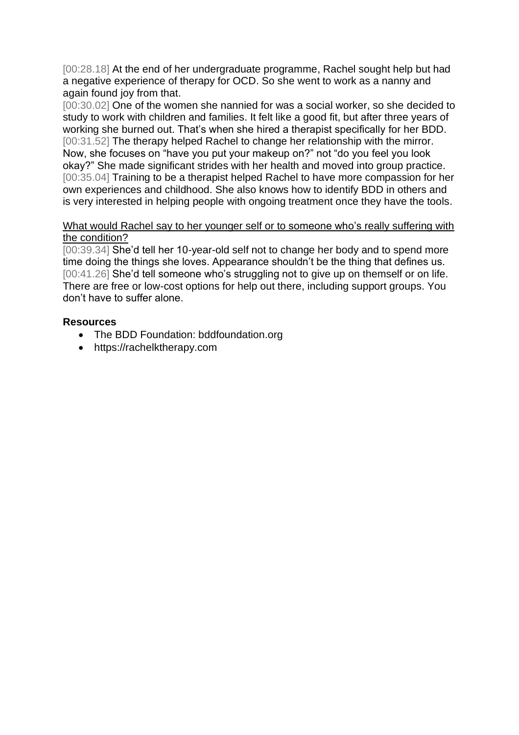[00:28.18] At the end of her undergraduate programme, Rachel sought help but had a negative experience of therapy for OCD. So she went to work as a nanny and again found joy from that.
[00:30.02] One of the women she nannied for was a social worker, so she decided to study to work with children and families. It felt like a good fit, but after three years of working she burned out. That's when she hired a therapist specifically for her BDD.
[00:31.52] The therapy helped Rachel to change her relationship with the mirror. Now, she focuses on "have you put your makeup on?" not "do you feel you look okay?" She made significant strides with her health and moved into group practice.
[00:35.04] Training to be a therapist helped Rachel to have more compassion for her own experiences and childhood. She also knows how to identify BDD in others and is very interested in helping people with ongoing treatment once they have the tools.

<u>What would Rachel say to her younger self or to someone who's really suffering with the condition?</u>

[00:39.34] She'd tell her 10-year-old self not to change her body and to spend more time doing the things she loves. Appearance shouldn't be the thing that defines us.
[00:41.26] She'd tell someone who's struggling not to give up on themself or on life. There are free or low-cost options for help out there, including support groups. You don't have to suffer alone.

**Resources**

- The BDD Foundation: bddfoundation.org
- https://rachelktherapy.com